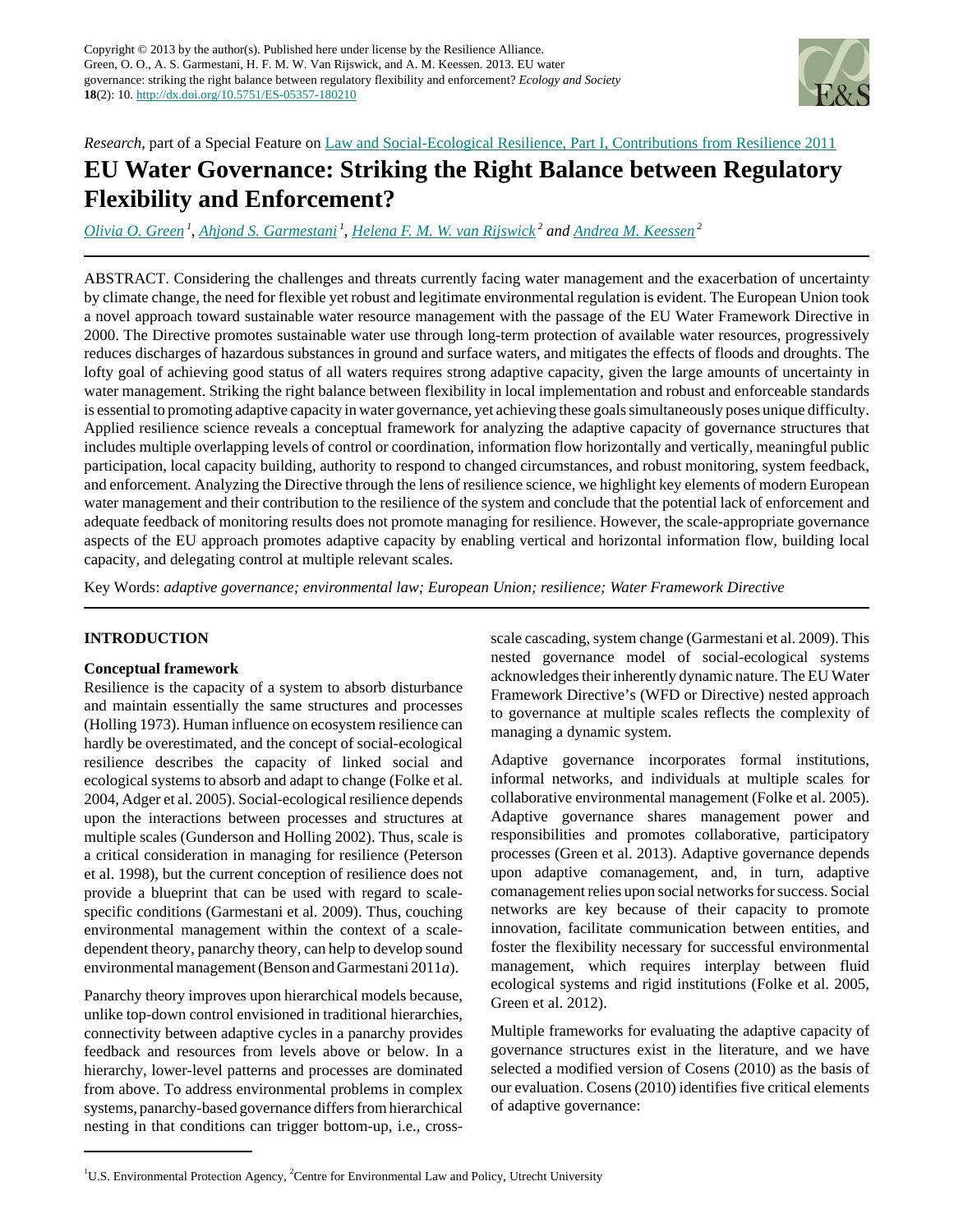Copyright © 2013 by the author(s). Published here under license by the Resilience Alliance.
Green, O. O., A. S. Garmestani, H. F. M. W. Van Rijswick, and A. M. Keessen. 2013. EU water governance: striking the right balance between regulatory flexibility and enforcement? *Ecology and Society* **18**(2): 10. http://dx.doi.org/10.5751/ES-05357-180210

*Research*, part of a Special Feature on Law and Social-Ecological Resilience, Part I, Contributions from Resilience 2011

# EU Water Governance: Striking the Right Balance between Regulatory Flexibility and Enforcement?

*Olivia O. Green*[1], *Ahjond S. Garmestani*[1], *Helena F. M. W. van Rijswick*[2] and *Andrea M. Keessen*[2]

ABSTRACT. Considering the challenges and threats currently facing water management and the exacerbation of uncertainty by climate change, the need for flexible yet robust and legitimate environmental regulation is evident. The European Union took a novel approach toward sustainable water resource management with the passage of the EU Water Framework Directive in 2000. The Directive promotes sustainable water use through long-term protection of available water resources, progressively reduces discharges of hazardous substances in ground and surface waters, and mitigates the effects of floods and droughts. The lofty goal of achieving good status of all waters requires strong adaptive capacity, given the large amounts of uncertainty in water management. Striking the right balance between flexibility in local implementation and robust and enforceable standards is essential to promoting adaptive capacity in water governance, yet achieving these goals simultaneously poses unique difficulty. Applied resilience science reveals a conceptual framework for analyzing the adaptive capacity of governance structures that includes multiple overlapping levels of control or coordination, information flow horizontally and vertically, meaningful public participation, local capacity building, authority to respond to changed circumstances, and robust monitoring, system feedback, and enforcement. Analyzing the Directive through the lens of resilience science, we highlight key elements of modern European water management and their contribution to the resilience of the system and conclude that the potential lack of enforcement and adequate feedback of monitoring results does not promote managing for resilience. However, the scale-appropriate governance aspects of the EU approach promotes adaptive capacity by enabling vertical and horizontal information flow, building local capacity, and delegating control at multiple relevant scales.

Key Words: *adaptive governance; environmental law; European Union; resilience; Water Framework Directive*

## INTRODUCTION

### Conceptual framework

Resilience is the capacity of a system to absorb disturbance and maintain essentially the same structures and processes (Holling 1973). Human influence on ecosystem resilience can hardly be overestimated, and the concept of social-ecological resilience describes the capacity of linked social and ecological systems to absorb and adapt to change (Folke et al. 2004, Adger et al. 2005). Social-ecological resilience depends upon the interactions between processes and structures at multiple scales (Gunderson and Holling 2002). Thus, scale is a critical consideration in managing for resilience (Peterson et al. 1998), but the current conception of resilience does not provide a blueprint that can be used with regard to scale-specific conditions (Garmestani et al. 2009). Thus, couching environmental management within the context of a scale-dependent theory, panarchy theory, can help to develop sound environmental management (Benson and Garmestani 2011*a*).

Panarchy theory improves upon hierarchical models because, unlike top-down control envisioned in traditional hierarchies, connectivity between adaptive cycles in a panarchy provides feedback and resources from levels above or below. In a hierarchy, lower-level patterns and processes are dominated from above. To address environmental problems in complex systems, panarchy-based governance differs from hierarchical nesting in that conditions can trigger bottom-up, i.e., cross-scale cascading, system change (Garmestani et al. 2009). This nested governance model of social-ecological systems acknowledges their inherently dynamic nature. The EU Water Framework Directive's (WFD or Directive) nested approach to governance at multiple scales reflects the complexity of managing a dynamic system.

Adaptive governance incorporates formal institutions, informal networks, and individuals at multiple scales for collaborative environmental management (Folke et al. 2005). Adaptive governance shares management power and responsibilities and promotes collaborative, participatory processes (Green et al. 2013). Adaptive governance depends upon adaptive comanagement, and, in turn, adaptive comanagement relies upon social networks for success. Social networks are key because of their capacity to promote innovation, facilitate communication between entities, and foster the flexibility necessary for successful environmental management, which requires interplay between fluid ecological systems and rigid institutions (Folke et al. 2005, Green et al. 2012).

Multiple frameworks for evaluating the adaptive capacity of governance structures exist in the literature, and we have selected a modified version of Cosens (2010) as the basis of our evaluation. Cosens (2010) identifies five critical elements of adaptive governance:

[1]U.S. Environmental Protection Agency, [2]Centre for Environmental Law and Policy, Utrecht University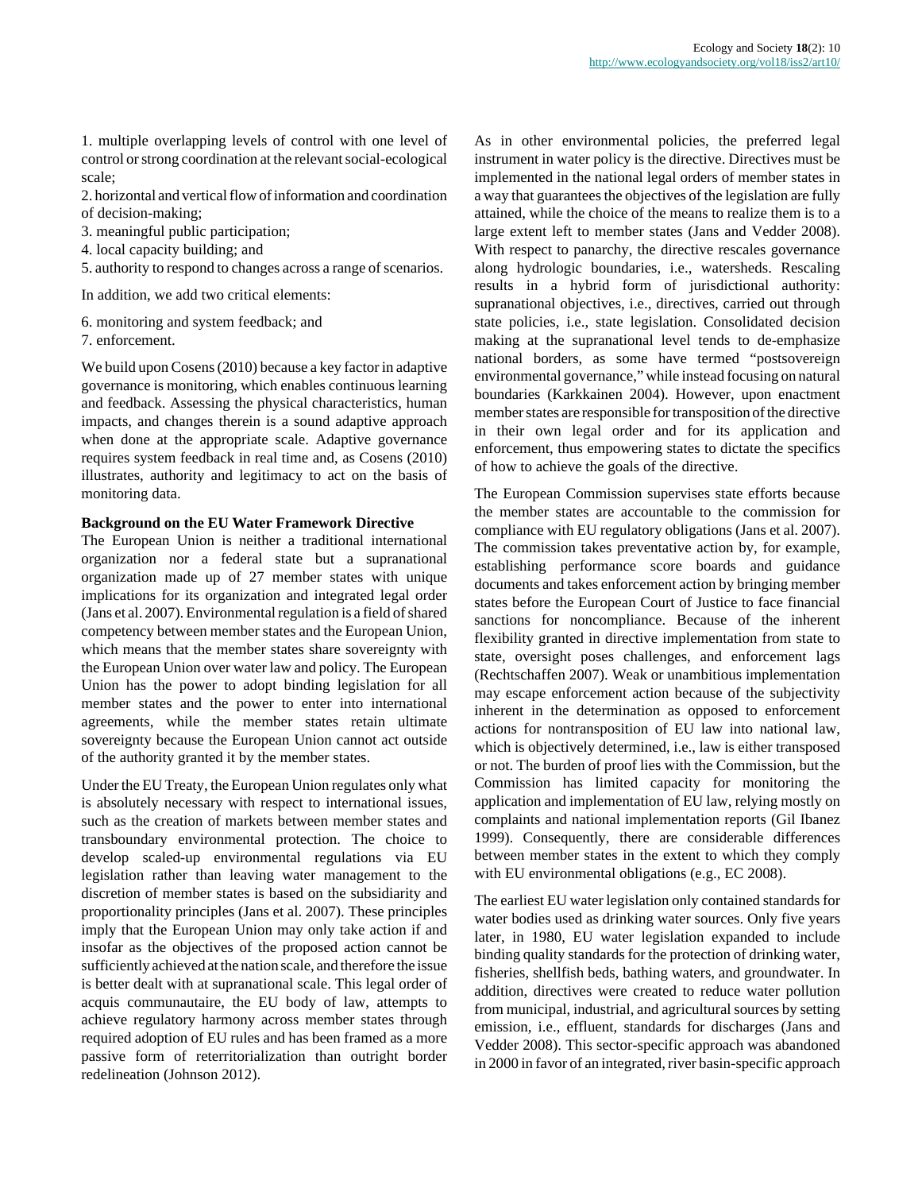1. multiple overlapping levels of control with one level of control or strong coordination at the relevant social-ecological scale;
2. horizontal and vertical flow of information and coordination of decision-making;
3. meaningful public participation;
4. local capacity building; and
5. authority to respond to changes across a range of scenarios.

In addition, we add two critical elements:

6. monitoring and system feedback; and
7. enforcement.

We build upon Cosens (2010) because a key factor in adaptive governance is monitoring, which enables continuous learning and feedback. Assessing the physical characteristics, human impacts, and changes therein is a sound adaptive approach when done at the appropriate scale. Adaptive governance requires system feedback in real time and, as Cosens (2010) illustrates, authority and legitimacy to act on the basis of monitoring data.

### Background on the EU Water Framework Directive

The European Union is neither a traditional international organization nor a federal state but a supranational organization made up of 27 member states with unique implications for its organization and integrated legal order (Jans et al. 2007). Environmental regulation is a field of shared competency between member states and the European Union, which means that the member states share sovereignty with the European Union over water law and policy. The European Union has the power to adopt binding legislation for all member states and the power to enter into international agreements, while the member states retain ultimate sovereignty because the European Union cannot act outside of the authority granted it by the member states.

Under the EU Treaty, the European Union regulates only what is absolutely necessary with respect to international issues, such as the creation of markets between member states and transboundary environmental protection. The choice to develop scaled-up environmental regulations via EU legislation rather than leaving water management to the discretion of member states is based on the subsidiarity and proportionality principles (Jans et al. 2007). These principles imply that the European Union may only take action if and insofar as the objectives of the proposed action cannot be sufficiently achieved at the nation scale, and therefore the issue is better dealt with at supranational scale. This legal order of acquis communautaire, the EU body of law, attempts to achieve regulatory harmony across member states through required adoption of EU rules and has been framed as a more passive form of reterritorialization than outright border redelineation (Johnson 2012).

As in other environmental policies, the preferred legal instrument in water policy is the directive. Directives must be implemented in the national legal orders of member states in a way that guarantees the objectives of the legislation are fully attained, while the choice of the means to realize them is to a large extent left to member states (Jans and Vedder 2008). With respect to panarchy, the directive rescales governance along hydrologic boundaries, i.e., watersheds. Rescaling results in a hybrid form of jurisdictional authority: supranational objectives, i.e., directives, carried out through state policies, i.e., state legislation. Consolidated decision making at the supranational level tends to de-emphasize national borders, as some have termed "postsovereign environmental governance," while instead focusing on natural boundaries (Karkkainen 2004). However, upon enactment member states are responsible for transposition of the directive in their own legal order and for its application and enforcement, thus empowering states to dictate the specifics of how to achieve the goals of the directive.

The European Commission supervises state efforts because the member states are accountable to the commission for compliance with EU regulatory obligations (Jans et al. 2007). The commission takes preventative action by, for example, establishing performance score boards and guidance documents and takes enforcement action by bringing member states before the European Court of Justice to face financial sanctions for noncompliance. Because of the inherent flexibility granted in directive implementation from state to state, oversight poses challenges, and enforcement lags (Rechtschaffen 2007). Weak or unambitious implementation may escape enforcement action because of the subjectivity inherent in the determination as opposed to enforcement actions for nontransposition of EU law into national law, which is objectively determined, i.e., law is either transposed or not. The burden of proof lies with the Commission, but the Commission has limited capacity for monitoring the application and implementation of EU law, relying mostly on complaints and national implementation reports (Gil Ibanez 1999). Consequently, there are considerable differences between member states in the extent to which they comply with EU environmental obligations (e.g., EC 2008).

The earliest EU water legislation only contained standards for water bodies used as drinking water sources. Only five years later, in 1980, EU water legislation expanded to include binding quality standards for the protection of drinking water, fisheries, shellfish beds, bathing waters, and groundwater. In addition, directives were created to reduce water pollution from municipal, industrial, and agricultural sources by setting emission, i.e., effluent, standards for discharges (Jans and Vedder 2008). This sector-specific approach was abandoned in 2000 in favor of an integrated, river basin-specific approach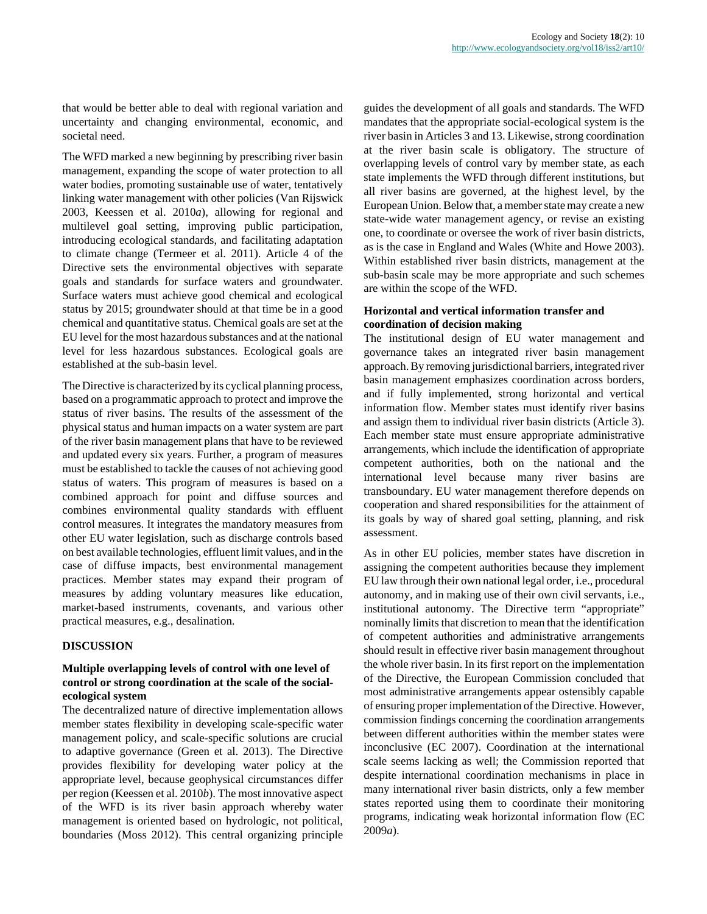that would be better able to deal with regional variation and uncertainty and changing environmental, economic, and societal need.

The WFD marked a new beginning by prescribing river basin management, expanding the scope of water protection to all water bodies, promoting sustainable use of water, tentatively linking water management with other policies (Van Rijswick 2003, Keessen et al. 2010*a*), allowing for regional and multilevel goal setting, improving public participation, introducing ecological standards, and facilitating adaptation to climate change (Termeer et al. 2011). Article 4 of the Directive sets the environmental objectives with separate goals and standards for surface waters and groundwater. Surface waters must achieve good chemical and ecological status by 2015; groundwater should at that time be in a good chemical and quantitative status. Chemical goals are set at the EU level for the most hazardous substances and at the national level for less hazardous substances. Ecological goals are established at the sub-basin level.

The Directive is characterized by its cyclical planning process, based on a programmatic approach to protect and improve the status of river basins. The results of the assessment of the physical status and human impacts on a water system are part of the river basin management plans that have to be reviewed and updated every six years. Further, a program of measures must be established to tackle the causes of not achieving good status of waters. This program of measures is based on a combined approach for point and diffuse sources and combines environmental quality standards with effluent control measures. It integrates the mandatory measures from other EU water legislation, such as discharge controls based on best available technologies, effluent limit values, and in the case of diffuse impacts, best environmental management practices. Member states may expand their program of measures by adding voluntary measures like education, market-based instruments, covenants, and various other practical measures, e.g., desalination.

## DISCUSSION

### Multiple overlapping levels of control with one level of control or strong coordination at the scale of the social-ecological system

The decentralized nature of directive implementation allows member states flexibility in developing scale-specific water management policy, and scale-specific solutions are crucial to adaptive governance (Green et al. 2013). The Directive provides flexibility for developing water policy at the appropriate level, because geophysical circumstances differ per region (Keessen et al. 2010*b*). The most innovative aspect of the WFD is its river basin approach whereby water management is oriented based on hydrologic, not political, boundaries (Moss 2012). This central organizing principle guides the development of all goals and standards. The WFD mandates that the appropriate social-ecological system is the river basin in Articles 3 and 13. Likewise, strong coordination at the river basin scale is obligatory. The structure of overlapping levels of control vary by member state, as each state implements the WFD through different institutions, but all river basins are governed, at the highest level, by the European Union. Below that, a member state may create a new state-wide water management agency, or revise an existing one, to coordinate or oversee the work of river basin districts, as is the case in England and Wales (White and Howe 2003). Within established river basin districts, management at the sub-basin scale may be more appropriate and such schemes are within the scope of the WFD.

### Horizontal and vertical information transfer and coordination of decision making

The institutional design of EU water management and governance takes an integrated river basin management approach. By removing jurisdictional barriers, integrated river basin management emphasizes coordination across borders, and if fully implemented, strong horizontal and vertical information flow. Member states must identify river basins and assign them to individual river basin districts (Article 3). Each member state must ensure appropriate administrative arrangements, which include the identification of appropriate competent authorities, both on the national and the international level because many river basins are transboundary. EU water management therefore depends on cooperation and shared responsibilities for the attainment of its goals by way of shared goal setting, planning, and risk assessment.

As in other EU policies, member states have discretion in assigning the competent authorities because they implement EU law through their own national legal order, i.e., procedural autonomy, and in making use of their own civil servants, i.e., institutional autonomy. The Directive term "appropriate" nominally limits that discretion to mean that the identification of competent authorities and administrative arrangements should result in effective river basin management throughout the whole river basin. In its first report on the implementation of the Directive, the European Commission concluded that most administrative arrangements appear ostensibly capable of ensuring proper implementation of the Directive. However, commission findings concerning the coordination arrangements between different authorities within the member states were inconclusive (EC 2007). Coordination at the international scale seems lacking as well; the Commission reported that despite international coordination mechanisms in place in many international river basin districts, only a few member states reported using them to coordinate their monitoring programs, indicating weak horizontal information flow (EC 2009*a*).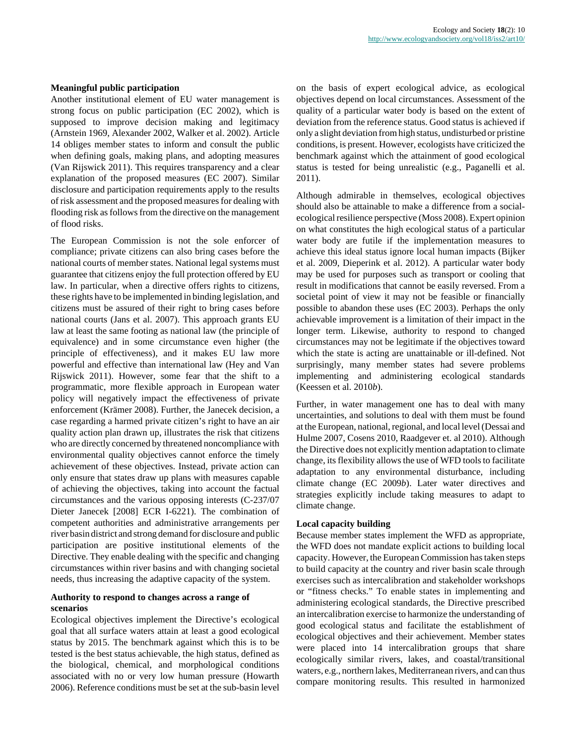### Meaningful public participation

Another institutional element of EU water management is strong focus on public participation (EC 2002), which is supposed to improve decision making and legitimacy (Arnstein 1969, Alexander 2002, Walker et al. 2002). Article 14 obliges member states to inform and consult the public when defining goals, making plans, and adopting measures (Van Rijswick 2011). This requires transparency and a clear explanation of the proposed measures (EC 2007). Similar disclosure and participation requirements apply to the results of risk assessment and the proposed measures for dealing with flooding risk as follows from the directive on the management of flood risks.

The European Commission is not the sole enforcer of compliance; private citizens can also bring cases before the national courts of member states. National legal systems must guarantee that citizens enjoy the full protection offered by EU law. In particular, when a directive offers rights to citizens, these rights have to be implemented in binding legislation, and citizens must be assured of their right to bring cases before national courts (Jans et al. 2007). This approach grants EU law at least the same footing as national law (the principle of equivalence) and in some circumstance even higher (the principle of effectiveness), and it makes EU law more powerful and effective than international law (Hey and Van Rijswick 2011). However, some fear that the shift to a programmatic, more flexible approach in European water policy will negatively impact the effectiveness of private enforcement (Krämer 2008). Further, the Janecek decision, a case regarding a harmed private citizen's right to have an air quality action plan drawn up, illustrates the risk that citizens who are directly concerned by threatened noncompliance with environmental quality objectives cannot enforce the timely achievement of these objectives. Instead, private action can only ensure that states draw up plans with measures capable of achieving the objectives, taking into account the factual circumstances and the various opposing interests (C-237/07 Dieter Janecek [2008] ECR I-6221). The combination of competent authorities and administrative arrangements per river basin district and strong demand for disclosure and public participation are positive institutional elements of the Directive. They enable dealing with the specific and changing circumstances within river basins and with changing societal needs, thus increasing the adaptive capacity of the system.

### Authority to respond to changes across a range of scenarios

Ecological objectives implement the Directive's ecological goal that all surface waters attain at least a good ecological status by 2015. The benchmark against which this is to be tested is the best status achievable, the high status, defined as the biological, chemical, and morphological conditions associated with no or very low human pressure (Howarth 2006). Reference conditions must be set at the sub-basin level on the basis of expert ecological advice, as ecological objectives depend on local circumstances. Assessment of the quality of a particular water body is based on the extent of deviation from the reference status. Good status is achieved if only a slight deviation from high status, undisturbed or pristine conditions, is present. However, ecologists have criticized the benchmark against which the attainment of good ecological status is tested for being unrealistic (e.g., Paganelli et al. 2011).

Although admirable in themselves, ecological objectives should also be attainable to make a difference from a social-ecological resilience perspective (Moss 2008). Expert opinion on what constitutes the high ecological status of a particular water body are futile if the implementation measures to achieve this ideal status ignore local human impacts (Bijker et al. 2009, Dieperink et al. 2012). A particular water body may be used for purposes such as transport or cooling that result in modifications that cannot be easily reversed. From a societal point of view it may not be feasible or financially possible to abandon these uses (EC 2003). Perhaps the only achievable improvement is a limitation of their impact in the longer term. Likewise, authority to respond to changed circumstances may not be legitimate if the objectives toward which the state is acting are unattainable or ill-defined. Not surprisingly, many member states had severe problems implementing and administering ecological standards (Keessen et al. 2010*b*).

Further, in water management one has to deal with many uncertainties, and solutions to deal with them must be found at the European, national, regional, and local level (Dessai and Hulme 2007, Cosens 2010, Raadgever et. al 2010). Although the Directive does not explicitly mention adaptation to climate change, its flexibility allows the use of WFD tools to facilitate adaptation to any environmental disturbance, including climate change (EC 2009*b*). Later water directives and strategies explicitly include taking measures to adapt to climate change.

### Local capacity building

Because member states implement the WFD as appropriate, the WFD does not mandate explicit actions to building local capacity. However, the European Commission has taken steps to build capacity at the country and river basin scale through exercises such as intercalibration and stakeholder workshops or "fitness checks." To enable states in implementing and administering ecological standards, the Directive prescribed an intercalibration exercise to harmonize the understanding of good ecological status and facilitate the establishment of ecological objectives and their achievement. Member states were placed into 14 intercalibration groups that share ecologically similar rivers, lakes, and coastal/transitional waters, e.g., northern lakes, Mediterranean rivers, and can thus compare monitoring results. This resulted in harmonized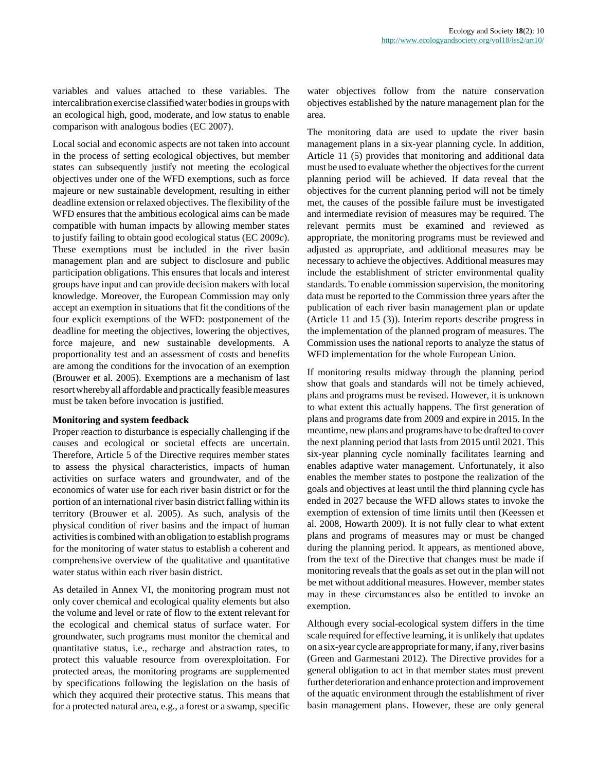variables and values attached to these variables. The intercalibration exercise classified water bodies in groups with an ecological high, good, moderate, and low status to enable comparison with analogous bodies (EC 2007).

Local social and economic aspects are not taken into account in the process of setting ecological objectives, but member states can subsequently justify not meeting the ecological objectives under one of the WFD exemptions, such as force majeure or new sustainable development, resulting in either deadline extension or relaxed objectives. The flexibility of the WFD ensures that the ambitious ecological aims can be made compatible with human impacts by allowing member states to justify failing to obtain good ecological status (EC 2009*c*). These exemptions must be included in the river basin management plan and are subject to disclosure and public participation obligations. This ensures that locals and interest groups have input and can provide decision makers with local knowledge. Moreover, the European Commission may only accept an exemption in situations that fit the conditions of the four explicit exemptions of the WFD: postponement of the deadline for meeting the objectives, lowering the objectives, force majeure, and new sustainable developments. A proportionality test and an assessment of costs and benefits are among the conditions for the invocation of an exemption (Brouwer et al. 2005). Exemptions are a mechanism of last resort whereby all affordable and practically feasible measures must be taken before invocation is justified.

**Monitoring and system feedback**

Proper reaction to disturbance is especially challenging if the causes and ecological or societal effects are uncertain. Therefore, Article 5 of the Directive requires member states to assess the physical characteristics, impacts of human activities on surface waters and groundwater, and of the economics of water use for each river basin district or for the portion of an international river basin district falling within its territory (Brouwer et al. 2005). As such, analysis of the physical condition of river basins and the impact of human activities is combined with an obligation to establish programs for the monitoring of water status to establish a coherent and comprehensive overview of the qualitative and quantitative water status within each river basin district.

As detailed in Annex VI, the monitoring program must not only cover chemical and ecological quality elements but also the volume and level or rate of flow to the extent relevant for the ecological and chemical status of surface water. For groundwater, such programs must monitor the chemical and quantitative status, i.e., recharge and abstraction rates, to protect this valuable resource from overexploitation. For protected areas, the monitoring programs are supplemented by specifications following the legislation on the basis of which they acquired their protective status. This means that for a protected natural area, e.g., a forest or a swamp, specific water objectives follow from the nature conservation objectives established by the nature management plan for the area.

The monitoring data are used to update the river basin management plans in a six-year planning cycle. In addition, Article 11 (5) provides that monitoring and additional data must be used to evaluate whether the objectives for the current planning period will be achieved. If data reveal that the objectives for the current planning period will not be timely met, the causes of the possible failure must be investigated and intermediate revision of measures may be required. The relevant permits must be examined and reviewed as appropriate, the monitoring programs must be reviewed and adjusted as appropriate, and additional measures may be necessary to achieve the objectives. Additional measures may include the establishment of stricter environmental quality standards. To enable commission supervision, the monitoring data must be reported to the Commission three years after the publication of each river basin management plan or update (Article 11 and 15 (3)). Interim reports describe progress in the implementation of the planned program of measures. The Commission uses the national reports to analyze the status of WFD implementation for the whole European Union.

If monitoring results midway through the planning period show that goals and standards will not be timely achieved, plans and programs must be revised. However, it is unknown to what extent this actually happens. The first generation of plans and programs date from 2009 and expire in 2015. In the meantime, new plans and programs have to be drafted to cover the next planning period that lasts from 2015 until 2021. This six-year planning cycle nominally facilitates learning and enables adaptive water management. Unfortunately, it also enables the member states to postpone the realization of the goals and objectives at least until the third planning cycle has ended in 2027 because the WFD allows states to invoke the exemption of extension of time limits until then (Keessen et al. 2008, Howarth 2009). It is not fully clear to what extent plans and programs of measures may or must be changed during the planning period. It appears, as mentioned above, from the text of the Directive that changes must be made if monitoring reveals that the goals as set out in the plan will not be met without additional measures. However, member states may in these circumstances also be entitled to invoke an exemption.

Although every social-ecological system differs in the time scale required for effective learning, it is unlikely that updates on a six-year cycle are appropriate for many, if any, river basins (Green and Garmestani 2012). The Directive provides for a general obligation to act in that member states must prevent further deterioration and enhance protection and improvement of the aquatic environment through the establishment of river basin management plans. However, these are only general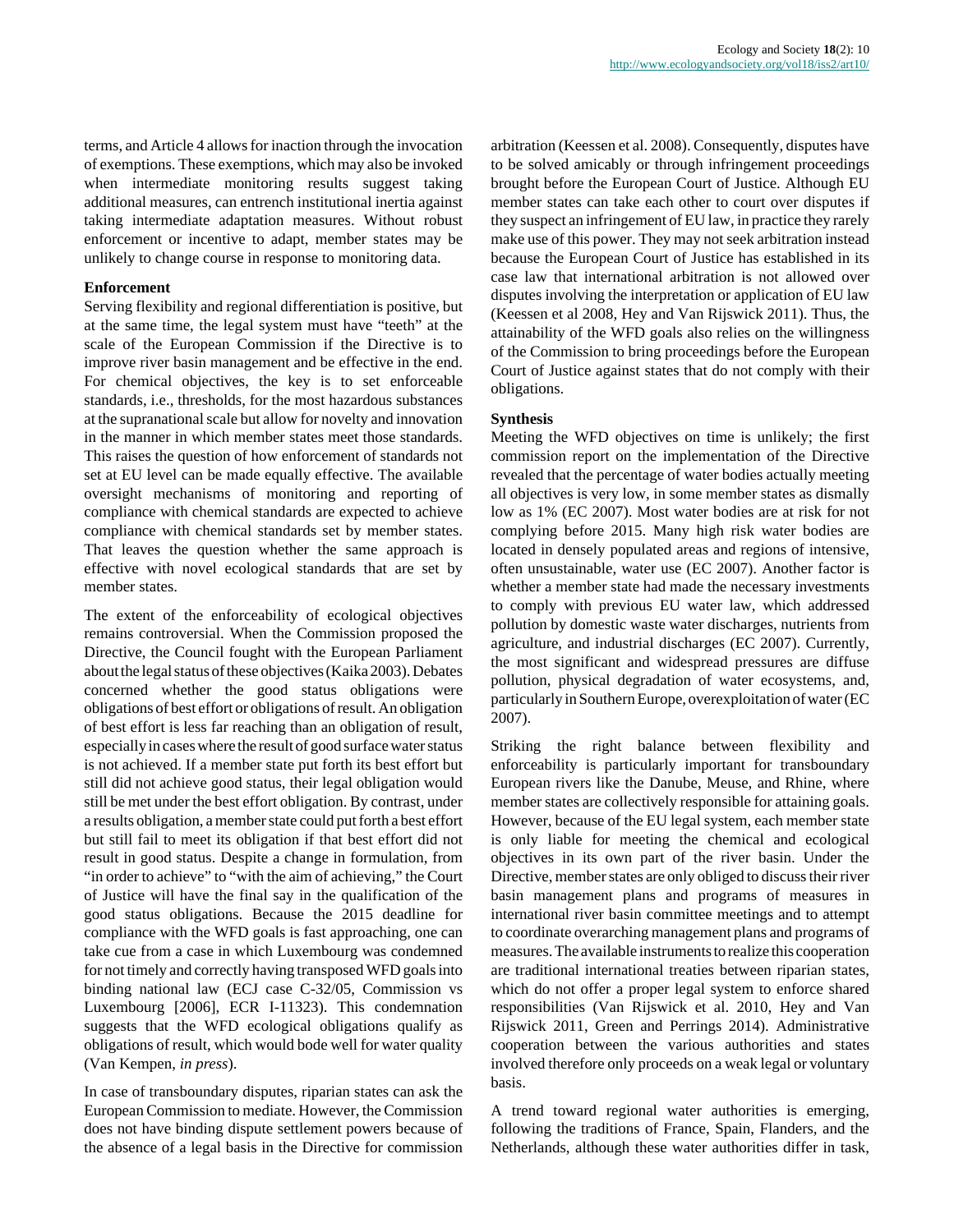terms, and Article 4 allows for inaction through the invocation of exemptions. These exemptions, which may also be invoked when intermediate monitoring results suggest taking additional measures, can entrench institutional inertia against taking intermediate adaptation measures. Without robust enforcement or incentive to adapt, member states may be unlikely to change course in response to monitoring data.

### Enforcement

Serving flexibility and regional differentiation is positive, but at the same time, the legal system must have "teeth" at the scale of the European Commission if the Directive is to improve river basin management and be effective in the end. For chemical objectives, the key is to set enforceable standards, i.e., thresholds, for the most hazardous substances at the supranational scale but allow for novelty and innovation in the manner in which member states meet those standards. This raises the question of how enforcement of standards not set at EU level can be made equally effective. The available oversight mechanisms of monitoring and reporting of compliance with chemical standards are expected to achieve compliance with chemical standards set by member states. That leaves the question whether the same approach is effective with novel ecological standards that are set by member states.

The extent of the enforceability of ecological objectives remains controversial. When the Commission proposed the Directive, the Council fought with the European Parliament about the legal status of these objectives (Kaika 2003). Debates concerned whether the good status obligations were obligations of best effort or obligations of result. An obligation of best effort is less far reaching than an obligation of result, especially in cases where the result of good surface water status is not achieved. If a member state put forth its best effort but still did not achieve good status, their legal obligation would still be met under the best effort obligation. By contrast, under a results obligation, a member state could put forth a best effort but still fail to meet its obligation if that best effort did not result in good status. Despite a change in formulation, from "in order to achieve" to "with the aim of achieving," the Court of Justice will have the final say in the qualification of the good status obligations. Because the 2015 deadline for compliance with the WFD goals is fast approaching, one can take cue from a case in which Luxembourg was condemned for not timely and correctly having transposed WFD goals into binding national law (ECJ case C-32/05, Commission vs Luxembourg [2006], ECR I-11323). This condemnation suggests that the WFD ecological obligations qualify as obligations of result, which would bode well for water quality (Van Kempen, *in press*).

In case of transboundary disputes, riparian states can ask the European Commission to mediate. However, the Commission does not have binding dispute settlement powers because of the absence of a legal basis in the Directive for commission arbitration (Keessen et al. 2008). Consequently, disputes have to be solved amicably or through infringement proceedings brought before the European Court of Justice. Although EU member states can take each other to court over disputes if they suspect an infringement of EU law, in practice they rarely make use of this power. They may not seek arbitration instead because the European Court of Justice has established in its case law that international arbitration is not allowed over disputes involving the interpretation or application of EU law (Keessen et al 2008, Hey and Van Rijswick 2011). Thus, the attainability of the WFD goals also relies on the willingness of the Commission to bring proceedings before the European Court of Justice against states that do not comply with their obligations.

### Synthesis

Meeting the WFD objectives on time is unlikely; the first commission report on the implementation of the Directive revealed that the percentage of water bodies actually meeting all objectives is very low, in some member states as dismally low as 1% (EC 2007). Most water bodies are at risk for not complying before 2015. Many high risk water bodies are located in densely populated areas and regions of intensive, often unsustainable, water use (EC 2007). Another factor is whether a member state had made the necessary investments to comply with previous EU water law, which addressed pollution by domestic waste water discharges, nutrients from agriculture, and industrial discharges (EC 2007). Currently, the most significant and widespread pressures are diffuse pollution, physical degradation of water ecosystems, and, particularly in Southern Europe, overexploitation of water (EC 2007).

Striking the right balance between flexibility and enforceability is particularly important for transboundary European rivers like the Danube, Meuse, and Rhine, where member states are collectively responsible for attaining goals. However, because of the EU legal system, each member state is only liable for meeting the chemical and ecological objectives in its own part of the river basin. Under the Directive, member states are only obliged to discuss their river basin management plans and programs of measures in international river basin committee meetings and to attempt to coordinate overarching management plans and programs of measures. The available instruments to realize this cooperation are traditional international treaties between riparian states, which do not offer a proper legal system to enforce shared responsibilities (Van Rijswick et al. 2010, Hey and Van Rijswick 2011, Green and Perrings 2014). Administrative cooperation between the various authorities and states involved therefore only proceeds on a weak legal or voluntary basis.

A trend toward regional water authorities is emerging, following the traditions of France, Spain, Flanders, and the Netherlands, although these water authorities differ in task,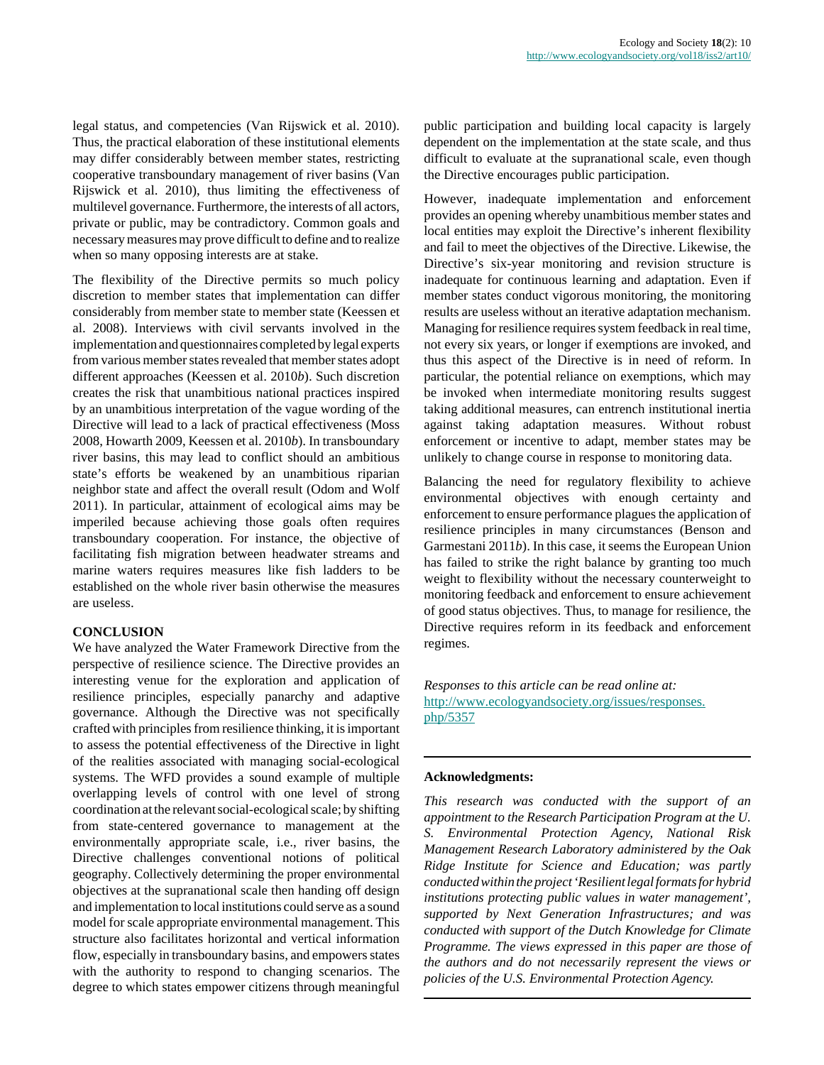legal status, and competencies (Van Rijswick et al. 2010). Thus, the practical elaboration of these institutional elements may differ considerably between member states, restricting cooperative transboundary management of river basins (Van Rijswick et al. 2010), thus limiting the effectiveness of multilevel governance. Furthermore, the interests of all actors, private or public, may be contradictory. Common goals and necessary measures may prove difficult to define and to realize when so many opposing interests are at stake.

The flexibility of the Directive permits so much policy discretion to member states that implementation can differ considerably from member state to member state (Keessen et al. 2008). Interviews with civil servants involved in the implementation and questionnaires completed by legal experts from various member states revealed that member states adopt different approaches (Keessen et al. 2010*b*). Such discretion creates the risk that unambitious national practices inspired by an unambitious interpretation of the vague wording of the Directive will lead to a lack of practical effectiveness (Moss 2008, Howarth 2009, Keessen et al. 2010*b*). In transboundary river basins, this may lead to conflict should an ambitious state's efforts be weakened by an unambitious riparian neighbor state and affect the overall result (Odom and Wolf 2011). In particular, attainment of ecological aims may be imperiled because achieving those goals often requires transboundary cooperation. For instance, the objective of facilitating fish migration between headwater streams and marine waters requires measures like fish ladders to be established on the whole river basin otherwise the measures are useless.

## CONCLUSION

We have analyzed the Water Framework Directive from the perspective of resilience science. The Directive provides an interesting venue for the exploration and application of resilience principles, especially panarchy and adaptive governance. Although the Directive was not specifically crafted with principles from resilience thinking, it is important to assess the potential effectiveness of the Directive in light of the realities associated with managing social-ecological systems. The WFD provides a sound example of multiple overlapping levels of control with one level of strong coordination at the relevant social-ecological scale; by shifting from state-centered governance to management at the environmentally appropriate scale, i.e., river basins, the Directive challenges conventional notions of political geography. Collectively determining the proper environmental objectives at the supranational scale then handing off design and implementation to local institutions could serve as a sound model for scale appropriate environmental management. This structure also facilitates horizontal and vertical information flow, especially in transboundary basins, and empowers states with the authority to respond to changing scenarios. The degree to which states empower citizens through meaningful public participation and building local capacity is largely dependent on the implementation at the state scale, and thus difficult to evaluate at the supranational scale, even though the Directive encourages public participation.

However, inadequate implementation and enforcement provides an opening whereby unambitious member states and local entities may exploit the Directive's inherent flexibility and fail to meet the objectives of the Directive. Likewise, the Directive's six-year monitoring and revision structure is inadequate for continuous learning and adaptation. Even if member states conduct vigorous monitoring, the monitoring results are useless without an iterative adaptation mechanism. Managing for resilience requires system feedback in real time, not every six years, or longer if exemptions are invoked, and thus this aspect of the Directive is in need of reform. In particular, the potential reliance on exemptions, which may be invoked when intermediate monitoring results suggest taking additional measures, can entrench institutional inertia against taking adaptation measures. Without robust enforcement or incentive to adapt, member states may be unlikely to change course in response to monitoring data.

Balancing the need for regulatory flexibility to achieve environmental objectives with enough certainty and enforcement to ensure performance plagues the application of resilience principles in many circumstances (Benson and Garmestani 2011*b*). In this case, it seems the European Union has failed to strike the right balance by granting too much weight to flexibility without the necessary counterweight to monitoring feedback and enforcement to ensure achievement of good status objectives. Thus, to manage for resilience, the Directive requires reform in its feedback and enforcement regimes.

*Responses to this article can be read online at:*
http://www.ecologyandsociety.org/issues/responses.php/5357

---

**Acknowledgments:**

*This research was conducted with the support of an appointment to the Research Participation Program at the U. S. Environmental Protection Agency, National Risk Management Research Laboratory administered by the Oak Ridge Institute for Science and Education; was partly conducted within the project 'Resilient legal formats for hybrid institutions protecting public values in water management', supported by Next Generation Infrastructures; and was conducted with support of the Dutch Knowledge for Climate Programme. The views expressed in this paper are those of the authors and do not necessarily represent the views or policies of the U.S. Environmental Protection Agency.*

---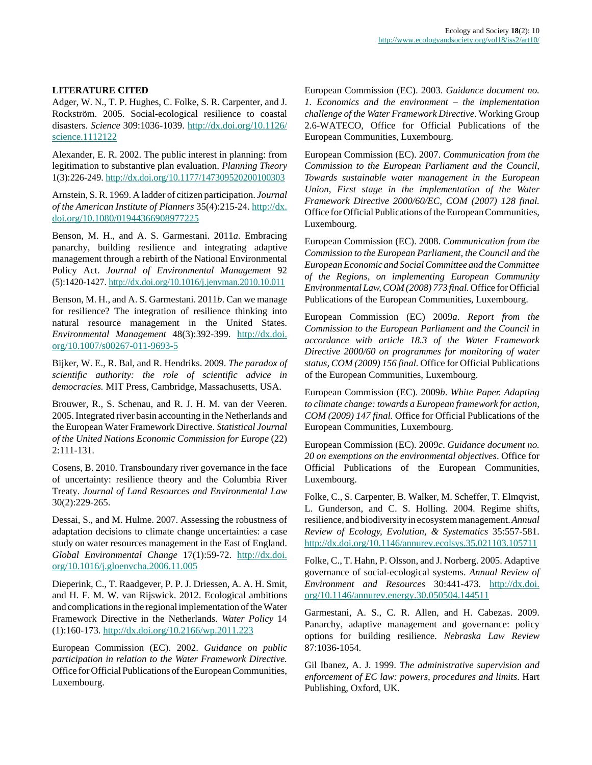## LITERATURE CITED

Adger, W. N., T. P. Hughes, C. Folke, S. R. Carpenter, and J. Rockström. 2005. Social-ecological resilience to coastal disasters. *Science* 309:1036-1039. http://dx.doi.org/10.1126/science.1112122

Alexander, E. R. 2002. The public interest in planning: from legitimation to substantive plan evaluation. *Planning Theory* 1(3):226-249. http://dx.doi.org/10.1177/147309520200100303

Arnstein, S. R. 1969. A ladder of citizen participation. *Journal of the American Institute of Planners* 35(4):215-24. http://dx.doi.org/10.1080/01944366908977225

Benson, M. H., and A. S. Garmestani. 2011*a*. Embracing panarchy, building resilience and integrating adaptive management through a rebirth of the National Environmental Policy Act. *Journal of Environmental Management* 92 (5):1420-1427. http://dx.doi.org/10.1016/j.jenvman.2010.10.011

Benson, M. H., and A. S. Garmestani. 2011*b*. Can we manage for resilience? The integration of resilience thinking into natural resource management in the United States. *Environmental Management* 48(3):392-399. http://dx.doi.org/10.1007/s00267-011-9693-5

Bijker, W. E., R. Bal, and R. Hendriks. 2009. *The paradox of scientific authority: the role of scientific advice in democracies.* MIT Press, Cambridge, Massachusetts, USA.

Brouwer, R., S. Schenau, and R. J. H. M. van der Veeren. 2005. Integrated river basin accounting in the Netherlands and the European Water Framework Directive. *Statistical Journal of the United Nations Economic Commission for Europe* (22) 2:111-131.

Cosens, B. 2010. Transboundary river governance in the face of uncertainty: resilience theory and the Columbia River Treaty. *Journal of Land Resources and Environmental Law* 30(2):229-265.

Dessai, S., and M. Hulme. 2007. Assessing the robustness of adaptation decisions to climate change uncertainties: a case study on water resources management in the East of England. *Global Environmental Change* 17(1):59-72. http://dx.doi.org/10.1016/j.gloenvcha.2006.11.005

Dieperink, C., T. Raadgever, P. P. J. Driessen, A. A. H. Smit, and H. F. M. W. van Rijswick. 2012. Ecological ambitions and complications in the regional implementation of the Water Framework Directive in the Netherlands. *Water Policy* 14 (1):160-173. http://dx.doi.org/10.2166/wp.2011.223

European Commission (EC). 2002. *Guidance on public participation in relation to the Water Framework Directive.* Office for Official Publications of the European Communities, Luxembourg.

European Commission (EC). 2003. *Guidance document no. 1. Economics and the environment – the implementation challenge of the Water Framework Directive*. Working Group 2.6-WATECO, Office for Official Publications of the European Communities, Luxembourg.

European Commission (EC). 2007. *Communication from the Commission to the European Parliament and the Council, Towards sustainable water management in the European Union, First stage in the implementation of the Water Framework Directive 2000/60/EC, COM (2007) 128 final.* Office for Official Publications of the European Communities, Luxembourg.

European Commission (EC). 2008. *Communication from the Commission to the European Parliament, the Council and the European Economic and Social Committee and the Committee of the Regions, on implementing European Community Environmental Law, COM (2008) 773 final.* Office for Official Publications of the European Communities, Luxembourg.

European Commission (EC) 2009*a*. *Report from the Commission to the European Parliament and the Council in accordance with article 18.3 of the Water Framework Directive 2000/60 on programmes for monitoring of water status, COM (2009) 156 final.* Office for Official Publications of the European Communities, Luxembourg.

European Commission (EC). 2009*b*. *White Paper. Adapting to climate change: towards a European framework for action, COM (2009) 147 final.* Office for Official Publications of the European Communities, Luxembourg.

European Commission (EC). 2009*c*. *Guidance document no. 20 on exemptions on the environmental objectives*. Office for Official Publications of the European Communities, Luxembourg.

Folke, C., S. Carpenter, B. Walker, M. Scheffer, T. Elmqvist, L. Gunderson, and C. S. Holling. 2004. Regime shifts, resilience, and biodiversity in ecosystem management. *Annual Review of Ecology, Evolution, & Systematics* 35:557-581. http://dx.doi.org/10.1146/annurev.ecolsys.35.021103.105711

Folke, C., T. Hahn, P. Olsson, and J. Norberg. 2005. Adaptive governance of social-ecological systems. *Annual Review of Environment and Resources* 30:441-473. http://dx.doi.org/10.1146/annurev.energy.30.050504.144511

Garmestani, A. S., C. R. Allen, and H. Cabezas. 2009. Panarchy, adaptive management and governance: policy options for building resilience. *Nebraska Law Review* 87:1036-1054.

Gil Ibanez, A. J. 1999. *The administrative supervision and enforcement of EC law: powers, procedures and limits*. Hart Publishing, Oxford, UK.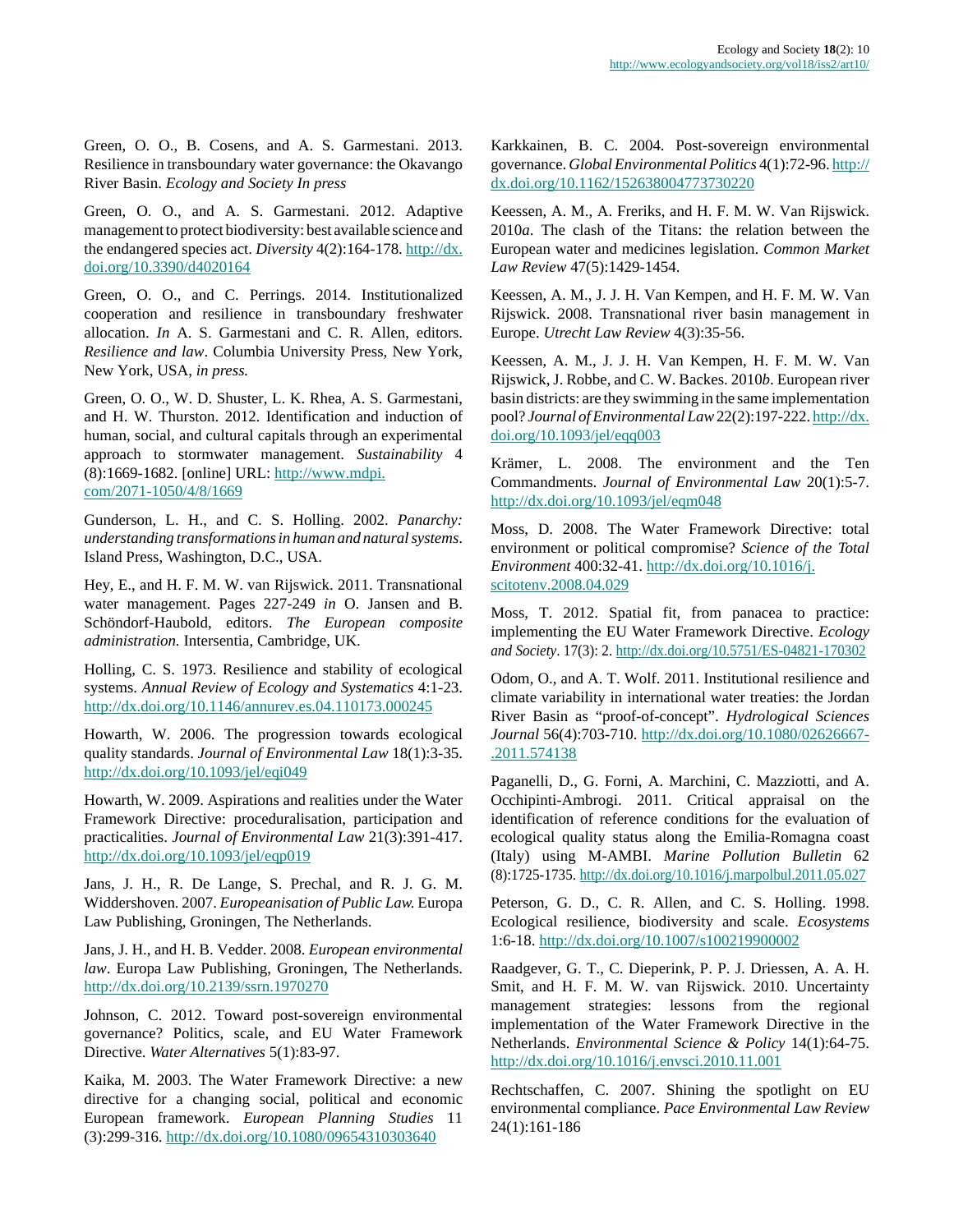Green, O. O., B. Cosens, and A. S. Garmestani. 2013. Resilience in transboundary water governance: the Okavango River Basin. *Ecology and Society In press*

Green, O. O., and A. S. Garmestani. 2012. Adaptive management to protect biodiversity: best available science and the endangered species act. *Diversity* 4(2):164-178. http://dx.doi.org/10.3390/d4020164

Green, O. O., and C. Perrings. 2014. Institutionalized cooperation and resilience in transboundary freshwater allocation. *In* A. S. Garmestani and C. R. Allen, editors. *Resilience and law*. Columbia University Press, New York, New York, USA, *in press.*

Green, O. O., W. D. Shuster, L. K. Rhea, A. S. Garmestani, and H. W. Thurston. 2012. Identification and induction of human, social, and cultural capitals through an experimental approach to stormwater management. *Sustainability* 4 (8):1669-1682. [online] URL: http://www.mdpi.com/2071-1050/4/8/1669

Gunderson, L. H., and C. S. Holling. 2002. *Panarchy: understanding transformations in human and natural systems*. Island Press, Washington, D.C., USA.

Hey, E., and H. F. M. W. van Rijswick. 2011. Transnational water management. Pages 227-249 *in* O. Jansen and B. Schöndorf-Haubold, editors. *The European composite administration.* Intersentia, Cambridge, UK.

Holling, C. S. 1973. Resilience and stability of ecological systems. *Annual Review of Ecology and Systematics* 4:1-23. http://dx.doi.org/10.1146/annurev.es.04.110173.000245

Howarth, W. 2006. The progression towards ecological quality standards. *Journal of Environmental Law* 18(1):3-35. http://dx.doi.org/10.1093/jel/eqi049

Howarth, W. 2009. Aspirations and realities under the Water Framework Directive: proceduralisation, participation and practicalities. *Journal of Environmental Law* 21(3):391-417. http://dx.doi.org/10.1093/jel/eqp019

Jans, J. H., R. De Lange, S. Prechal, and R. J. G. M. Widdershoven. 2007. *Europeanisation of Public Law.* Europa Law Publishing, Groningen, The Netherlands.

Jans, J. H., and H. B. Vedder. 2008. *European environmental law*. Europa Law Publishing, Groningen, The Netherlands. http://dx.doi.org/10.2139/ssrn.1970270

Johnson, C. 2012. Toward post-sovereign environmental governance? Politics, scale, and EU Water Framework Directive. *Water Alternatives* 5(1):83-97.

Kaika, M. 2003. The Water Framework Directive: a new directive for a changing social, political and economic European framework. *European Planning Studies* 11 (3):299-316. http://dx.doi.org/10.1080/09654310303640

Karkkainen, B. C. 2004. Post-sovereign environmental governance. *Global Environmental Politics* 4(1):72-96. http://dx.doi.org/10.1162/152638004773730220

Keessen, A. M., A. Freriks, and H. F. M. W. Van Rijswick. 2010*a*. The clash of the Titans: the relation between the European water and medicines legislation. *Common Market Law Review* 47(5):1429-1454.

Keessen, A. M., J. J. H. Van Kempen, and H. F. M. W. Van Rijswick. 2008. Transnational river basin management in Europe. *Utrecht Law Review* 4(3):35-56.

Keessen, A. M., J. J. H. Van Kempen, H. F. M. W. Van Rijswick, J. Robbe, and C. W. Backes. 2010*b*. European river basin districts: are they swimming in the same implementation pool? *Journal of Environmental Law* 22(2):197-222. http://dx.doi.org/10.1093/jel/eqq003

Krämer, L. 2008. The environment and the Ten Commandments. *Journal of Environmental Law* 20(1):5-7. http://dx.doi.org/10.1093/jel/eqm048

Moss, D. 2008. The Water Framework Directive: total environment or political compromise? *Science of the Total Environment* 400:32-41. http://dx.doi.org/10.1016/j.scitotenv.2008.04.029

Moss, T. 2012. Spatial fit, from panacea to practice: implementing the EU Water Framework Directive. *Ecology and Society*. 17(3): 2. http://dx.doi.org/10.5751/ES-04821-170302

Odom, O., and A. T. Wolf. 2011. Institutional resilience and climate variability in international water treaties: the Jordan River Basin as "proof-of-concept". *Hydrological Sciences Journal* 56(4):703-710. http://dx.doi.org/10.1080/02626667-.2011.574138

Paganelli, D., G. Forni, A. Marchini, C. Mazziotti, and A. Occhipinti-Ambrogi. 2011. Critical appraisal on the identification of reference conditions for the evaluation of ecological quality status along the Emilia-Romagna coast (Italy) using M-AMBI. *Marine Pollution Bulletin* 62 (8):1725-1735. http://dx.doi.org/10.1016/j.marpolbul.2011.05.027

Peterson, G. D., C. R. Allen, and C. S. Holling. 1998. Ecological resilience, biodiversity and scale. *Ecosystems* 1:6-18. http://dx.doi.org/10.1007/s100219900002

Raadgever, G. T., C. Dieperink, P. P. J. Driessen, A. A. H. Smit, and H. F. M. W. van Rijswick. 2010. Uncertainty management strategies: lessons from the regional implementation of the Water Framework Directive in the Netherlands. *Environmental Science & Policy* 14(1):64-75. http://dx.doi.org/10.1016/j.envsci.2010.11.001

Rechtschaffen, C. 2007. Shining the spotlight on EU environmental compliance. *Pace Environmental Law Review* 24(1):161-186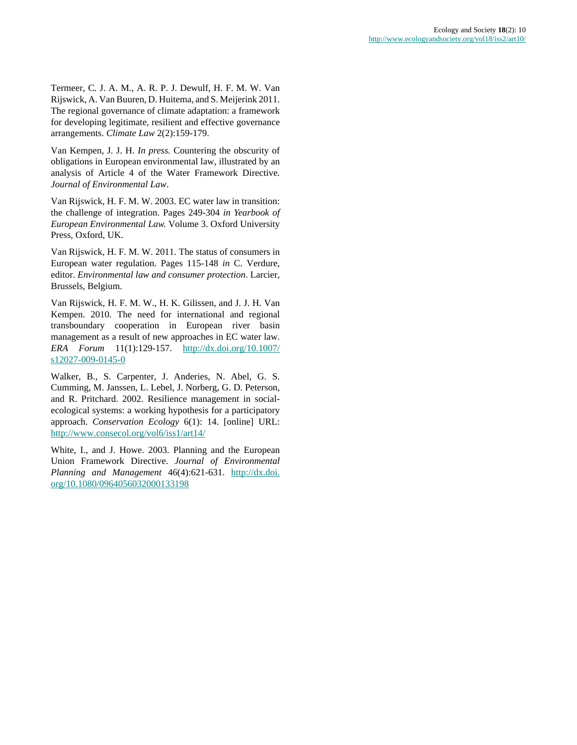Termeer, C. J. A. M., A. R. P. J. Dewulf, H. F. M. W. Van Rijswick, A. Van Buuren, D. Huitema, and S. Meijerink 2011. The regional governance of climate adaptation: a framework for developing legitimate, resilient and effective governance arrangements. *Climate Law* 2(2):159-179.

Van Kempen, J. J. H. *In press.* Countering the obscurity of obligations in European environmental law, illustrated by an analysis of Article 4 of the Water Framework Directive. *Journal of Environmental Law*.

Van Rijswick, H. F. M. W. 2003. EC water law in transition: the challenge of integration. Pages 249-304 *in Yearbook of European Environmental Law.* Volume 3. Oxford University Press, Oxford, UK.

Van Rijswick, H. F. M. W. 2011. The status of consumers in European water regulation. Pages 115-148 *in* C. Verdure, editor. *Environmental law and consumer protection*. Larcier, Brussels, Belgium.

Van Rijswick, H. F. M. W., H. K. Gilissen, and J. J. H. Van Kempen. 2010. The need for international and regional transboundary cooperation in European river basin management as a result of new approaches in EC water law. *ERA Forum* 11(1):129-157. http://dx.doi.org/10.1007/s12027-009-0145-0

Walker, B., S. Carpenter, J. Anderies, N. Abel, G. S. Cumming, M. Janssen, L. Lebel, J. Norberg, G. D. Peterson, and R. Pritchard. 2002. Resilience management in social-ecological systems: a working hypothesis for a participatory approach. *Conservation Ecology* 6(1): 14. [online] URL: http://www.consecol.org/vol6/iss1/art14/

White, I., and J. Howe. 2003. Planning and the European Union Framework Directive. *Journal of Environmental Planning and Management* 46(4):621-631. http://dx.doi.org/10.1080/0964056032000133198